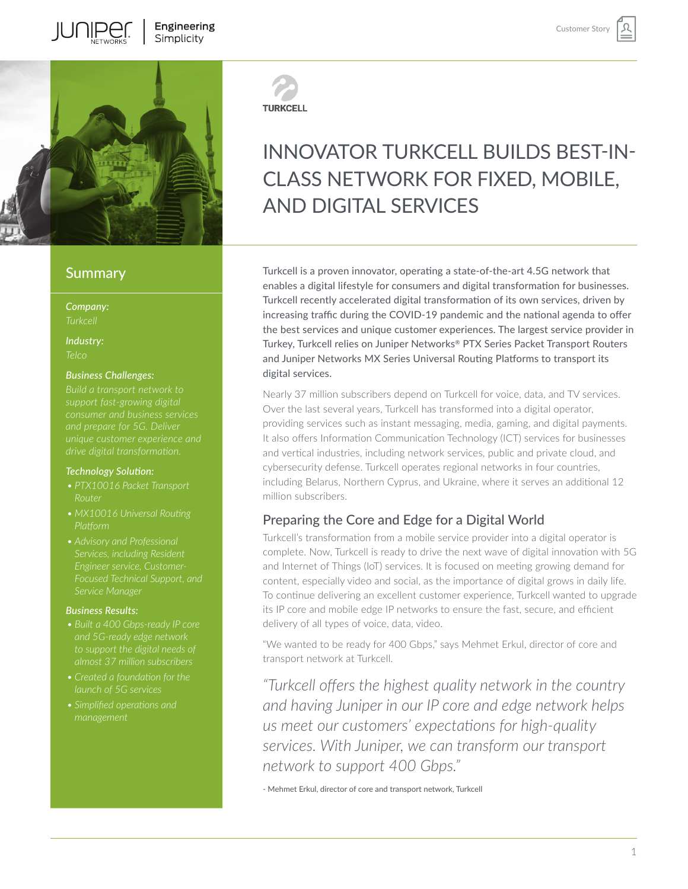# INNOVATOR TURKCELL BUILDS BEST-IN-CLASS NETWORK FOR FIXED, MOBILE, AND DIGITAL SERVICES

## Summary

***Company:***
*Turkcell*

***Industry:***
*Telco*

***Business Challenges:***
*Build a transport network to support fast-growing digital consumer and business services and prepare for 5G. Deliver unique customer experience and drive digital transformation.*

***Technology Solution:***

- *PTX10016 Packet Transport Router*
- *MX10016 Universal Routing Platform*
- *Advisory and Professional Services, including Resident Engineer service, Customer-Focused Technical Support, and Service Manager*

***Business Results:***

- *Built a 400 Gbps-ready IP core and 5G-ready edge network to support the digital needs of almost 37 million subscribers*
- *Created a foundation for the launch of 5G services*
- *Simplified operations and management*

Turkcell is a proven innovator, operating a state-of-the-art 4.5G network that enables a digital lifestyle for consumers and digital transformation for businesses. Turkcell recently accelerated digital transformation of its own services, driven by increasing traffic during the COVID-19 pandemic and the national agenda to offer the best services and unique customer experiences. The largest service provider in Turkey, Turkcell relies on Juniper Networks® PTX Series Packet Transport Routers and Juniper Networks MX Series Universal Routing Platforms to transport its digital services.

Nearly 37 million subscribers depend on Turkcell for voice, data, and TV services. Over the last several years, Turkcell has transformed into a digital operator, providing services such as instant messaging, media, gaming, and digital payments. It also offers Information Communication Technology (ICT) services for businesses and vertical industries, including network services, public and private cloud, and cybersecurity defense. Turkcell operates regional networks in four countries, including Belarus, Northern Cyprus, and Ukraine, where it serves an additional 12 million subscribers.

## Preparing the Core and Edge for a Digital World

Turkcell's transformation from a mobile service provider into a digital operator is complete. Now, Turkcell is ready to drive the next wave of digital innovation with 5G and Internet of Things (IoT) services. It is focused on meeting growing demand for content, especially video and social, as the importance of digital grows in daily life. To continue delivering an excellent customer experience, Turkcell wanted to upgrade its IP core and mobile edge IP networks to ensure the fast, secure, and efficient delivery of all types of voice, data, video.

"We wanted to be ready for 400 Gbps," says Mehmet Erkul, director of core and transport network at Turkcell.

> *"Turkcell offers the highest quality network in the country and having Juniper in our IP core and edge network helps us meet our customers' expectations for high-quality services. With Juniper, we can transform our transport network to support 400 Gbps."*
>
> \- Mehmet Erkul, director of core and transport network, Turkcell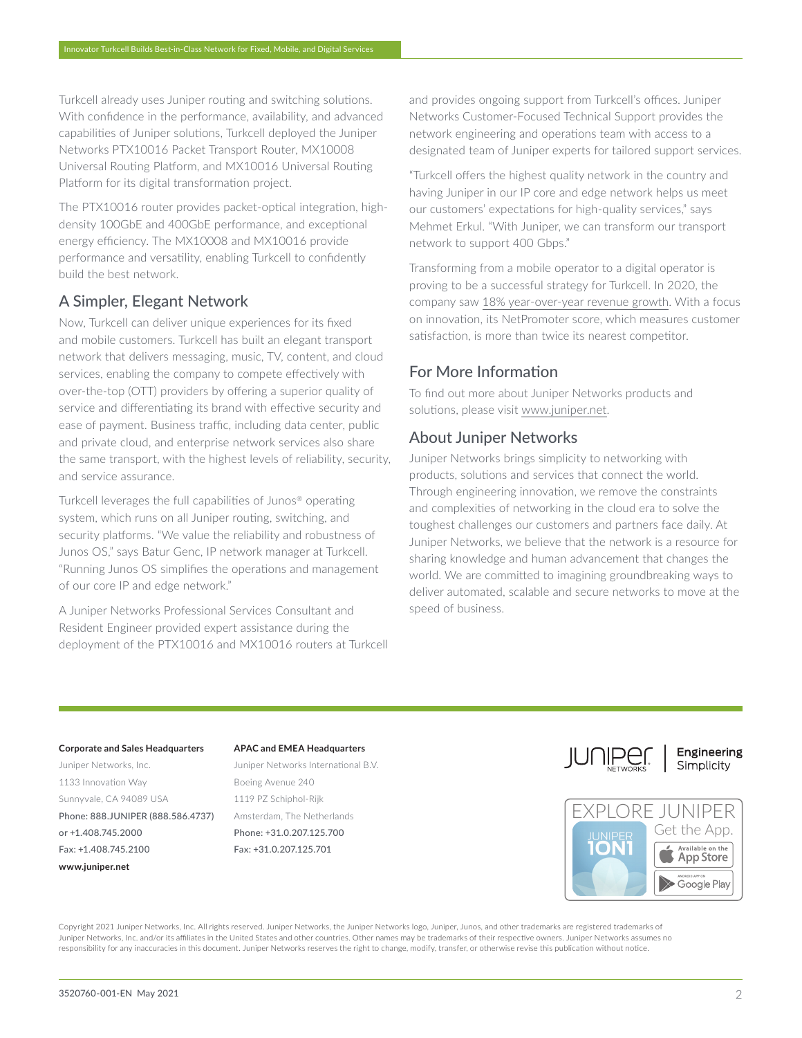Turkcell already uses Juniper routing and switching solutions. With confidence in the performance, availability, and advanced capabilities of Juniper solutions, Turkcell deployed the Juniper Networks PTX10016 Packet Transport Router, MX10008 Universal Routing Platform, and MX10016 Universal Routing Platform for its digital transformation project.

The PTX10016 router provides packet-optical integration, high-density 100GbE and 400GbE performance, and exceptional energy efficiency. The MX10008 and MX10016 provide performance and versatility, enabling Turkcell to confidently build the best network.

## A Simpler, Elegant Network

Now, Turkcell can deliver unique experiences for its fixed and mobile customers. Turkcell has built an elegant transport network that delivers messaging, music, TV, content, and cloud services, enabling the company to compete effectively with over-the-top (OTT) providers by offering a superior quality of service and differentiating its brand with effective security and ease of payment. Business traffic, including data center, public and private cloud, and enterprise network services also share the same transport, with the highest levels of reliability, security, and service assurance.

Turkcell leverages the full capabilities of Junos® operating system, which runs on all Juniper routing, switching, and security platforms. "We value the reliability and robustness of Junos OS," says Batur Genc, IP network manager at Turkcell. "Running Junos OS simplifies the operations and management of our core IP and edge network."

A Juniper Networks Professional Services Consultant and Resident Engineer provided expert assistance during the deployment of the PTX10016 and MX10016 routers at Turkcell and provides ongoing support from Turkcell's offices. Juniper Networks Customer-Focused Technical Support provides the network engineering and operations team with access to a designated team of Juniper experts for tailored support services.

"Turkcell offers the highest quality network in the country and having Juniper in our IP core and edge network helps us meet our customers' expectations for high-quality services," says Mehmet Erkul. "With Juniper, we can transform our transport network to support 400 Gbps."

Transforming from a mobile operator to a digital operator is proving to be a successful strategy for Turkcell. In 2020, the company saw 18% year-over-year revenue growth. With a focus on innovation, its NetPromoter score, which measures customer satisfaction, is more than twice its nearest competitor.

## For More Information

To find out more about Juniper Networks products and solutions, please visit www.juniper.net.

## About Juniper Networks

Juniper Networks brings simplicity to networking with products, solutions and services that connect the world. Through engineering innovation, we remove the constraints and complexities of networking in the cloud era to solve the toughest challenges our customers and partners face daily. At Juniper Networks, we believe that the network is a resource for sharing knowledge and human advancement that changes the world. We are committed to imagining groundbreaking ways to deliver automated, scalable and secure networks to move at the speed of business.

**Corporate and Sales Headquarters**
Juniper Networks, Inc.
1133 Innovation Way
Sunnyvale, CA 94089 USA
Phone: 888.JUNIPER (888.586.4737)
or +1.408.745.2000
Fax: +1.408.745.2100
**www.juniper.net**

**APAC and EMEA Headquarters**
Juniper Networks International B.V.
Boeing Avenue 240
1119 PZ Schiphol-Rijk
Amsterdam, The Netherlands
Phone: +31.0.207.125.700
Fax: +31.0.207.125.701

Juniper Networks | Engineering Simplicity

EXPLORE JUNIPER
Get the App.
JUNIPER 1ON1
Available on the App Store
Android App on Google Play

Copyright 2021 Juniper Networks, Inc. All rights reserved. Juniper Networks, the Juniper Networks logo, Juniper, Junos, and other trademarks are registered trademarks of Juniper Networks, Inc. and/or its affiliates in the United States and other countries. Other names may be trademarks of their respective owners. Juniper Networks assumes no responsibility for any inaccuracies in this document. Juniper Networks reserves the right to change, modify, transfer, or otherwise revise this publication without notice.

3520760-001-EN May 2021